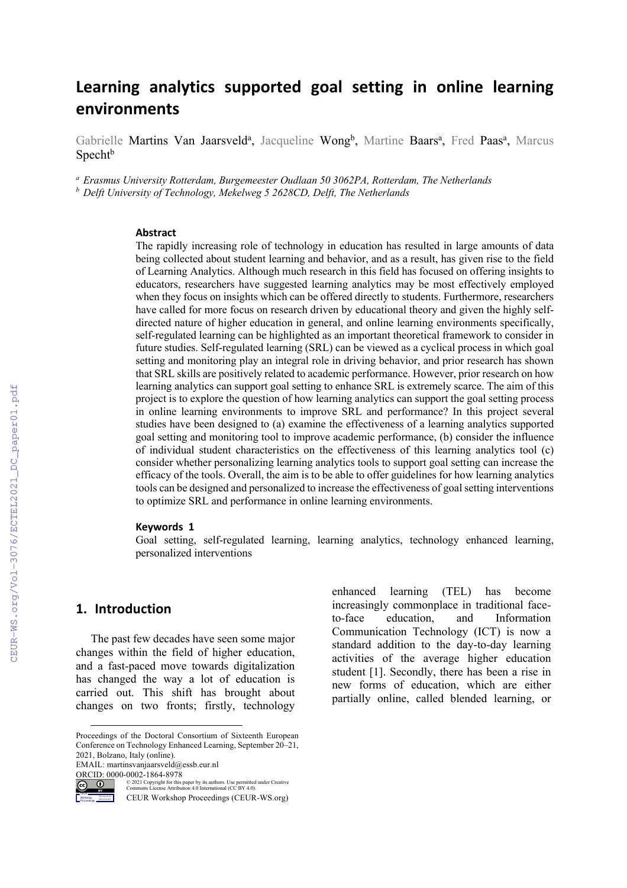# Learning analytics supported goal setting in online learning environments

Gabrielle Martins Van Jaarsveld[a], Jacqueline Wong[b], Martine Baars[a], Fred Paas[a], Marcus Specht[b]

[a] *Erasmus University Rotterdam, Burgemeester Oudlaan 50 3062PA, Rotterdam, The Netherlands*
[b] *Delft University of Technology, Mekelweg 5 2628CD, Delft, The Netherlands*

### Abstract

The rapidly increasing role of technology in education has resulted in large amounts of data being collected about student learning and behavior, and as a result, has given rise to the field of Learning Analytics. Although much research in this field has focused on offering insights to educators, researchers have suggested learning analytics may be most effectively employed when they focus on insights which can be offered directly to students. Furthermore, researchers have called for more focus on research driven by educational theory and given the highly self-directed nature of higher education in general, and online learning environments specifically, self-regulated learning can be highlighted as an important theoretical framework to consider in future studies. Self-regulated learning (SRL) can be viewed as a cyclical process in which goal setting and monitoring play an integral role in driving behavior, and prior research has shown that SRL skills are positively related to academic performance. However, prior research on how learning analytics can support goal setting to enhance SRL is extremely scarce. The aim of this project is to explore the question of how learning analytics can support the goal setting process in online learning environments to improve SRL and performance? In this project several studies have been designed to (a) examine the effectiveness of a learning analytics supported goal setting and monitoring tool to improve academic performance, (b) consider the influence of individual student characteristics on the effectiveness of this learning analytics tool (c) consider whether personalizing learning analytics tools to support goal setting can increase the efficacy of the tools. Overall, the aim is to be able to offer guidelines for how learning analytics tools can be designed and personalized to increase the effectiveness of goal setting interventions to optimize SRL and performance in online learning environments.

### Keywords 1

Goal setting, self-regulated learning, learning analytics, technology enhanced learning, personalized interventions

## 1. Introduction

The past few decades have seen some major changes within the field of higher education, and a fast-paced move towards digitalization has changed the way a lot of education is carried out. This shift has brought about changes on two fronts; firstly, technology enhanced learning (TEL) has become increasingly commonplace in traditional face-to-face education, and Information Communication Technology (ICT) is now a standard addition to the day-to-day learning activities of the average higher education student [1]. Secondly, there has been a rise in new forms of education, which are either partially online, called blended learning, or

Proceedings of the Doctoral Consortium of Sixteenth European Conference on Technology Enhanced Learning, September 20–21, 2021, Bolzano, Italy (online).
EMAIL: martinsvanjaarsveld@essb.eur.nl
ORCID: 0000-0002-1864-8978
© 2021 Copyright for this paper by its authors. Use permitted under Creative Commons License Attribution 4.0 International (CC BY 4.0).
CEUR Workshop Proceedings (CEUR-WS.org)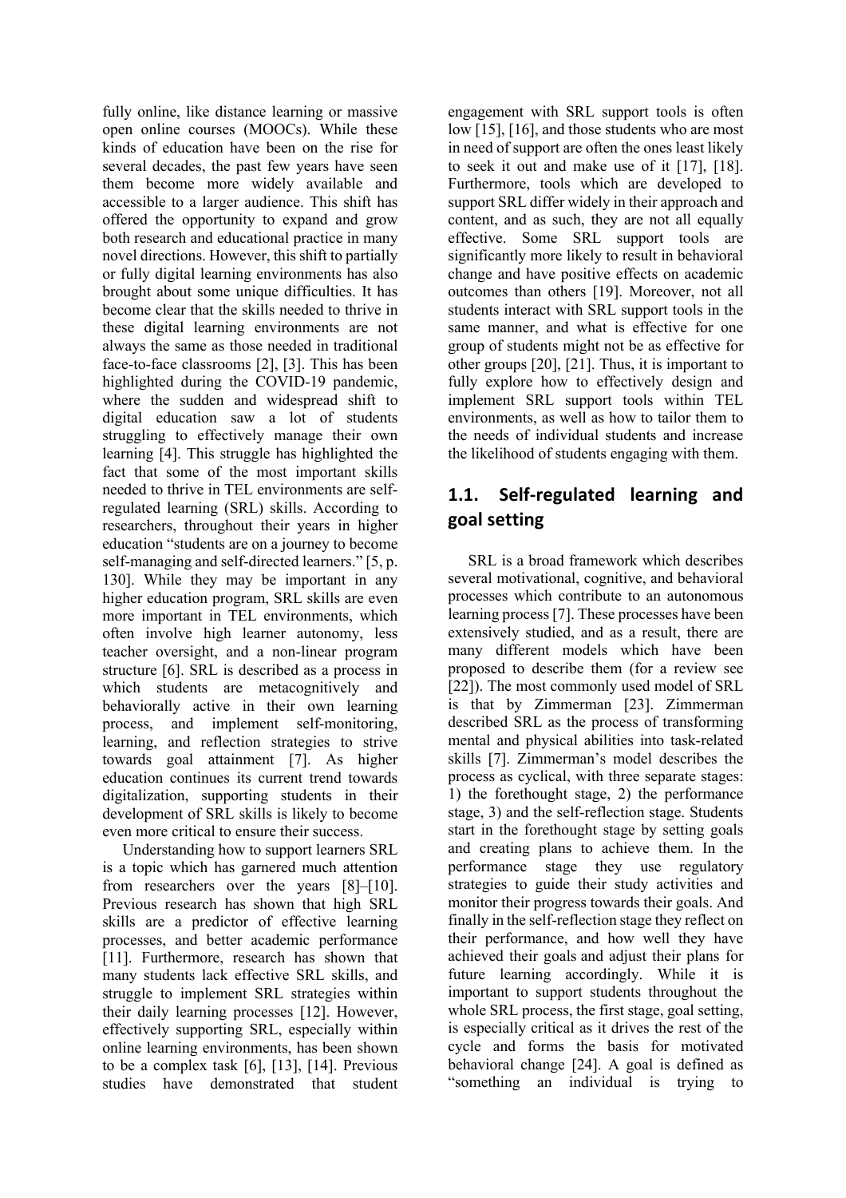fully online, like distance learning or massive open online courses (MOOCs). While these kinds of education have been on the rise for several decades, the past few years have seen them become more widely available and accessible to a larger audience. This shift has offered the opportunity to expand and grow both research and educational practice in many novel directions. However, this shift to partially or fully digital learning environments has also brought about some unique difficulties. It has become clear that the skills needed to thrive in these digital learning environments are not always the same as those needed in traditional face-to-face classrooms [2], [3]. This has been highlighted during the COVID-19 pandemic, where the sudden and widespread shift to digital education saw a lot of students struggling to effectively manage their own learning [4]. This struggle has highlighted the fact that some of the most important skills needed to thrive in TEL environments are self-regulated learning (SRL) skills. According to researchers, throughout their years in higher education "students are on a journey to become self-managing and self-directed learners." [5, p. 130]. While they may be important in any higher education program, SRL skills are even more important in TEL environments, which often involve high learner autonomy, less teacher oversight, and a non-linear program structure [6]. SRL is described as a process in which students are metacognitively and behaviorally active in their own learning process, and implement self-monitoring, learning, and reflection strategies to strive towards goal attainment [7]. As higher education continues its current trend towards digitalization, supporting students in their development of SRL skills is likely to become even more critical to ensure their success.

Understanding how to support learners SRL is a topic which has garnered much attention from researchers over the years [8]–[10]. Previous research has shown that high SRL skills are a predictor of effective learning processes, and better academic performance [11]. Furthermore, research has shown that many students lack effective SRL skills, and struggle to implement SRL strategies within their daily learning processes [12]. However, effectively supporting SRL, especially within online learning environments, has been shown to be a complex task [6], [13], [14]. Previous studies have demonstrated that student engagement with SRL support tools is often low [15], [16], and those students who are most in need of support are often the ones least likely to seek it out and make use of it [17], [18]. Furthermore, tools which are developed to support SRL differ widely in their approach and content, and as such, they are not all equally effective. Some SRL support tools are significantly more likely to result in behavioral change and have positive effects on academic outcomes than others [19]. Moreover, not all students interact with SRL support tools in the same manner, and what is effective for one group of students might not be as effective for other groups [20], [21]. Thus, it is important to fully explore how to effectively design and implement SRL support tools within TEL environments, as well as how to tailor them to the needs of individual students and increase the likelihood of students engaging with them.

## 1.1. Self-regulated learning and goal setting

SRL is a broad framework which describes several motivational, cognitive, and behavioral processes which contribute to an autonomous learning process [7]. These processes have been extensively studied, and as a result, there are many different models which have been proposed to describe them (for a review see [22]). The most commonly used model of SRL is that by Zimmerman [23]. Zimmerman described SRL as the process of transforming mental and physical abilities into task-related skills [7]. Zimmerman's model describes the process as cyclical, with three separate stages: 1) the forethought stage, 2) the performance stage, 3) and the self-reflection stage. Students start in the forethought stage by setting goals and creating plans to achieve them. In the performance stage they use regulatory strategies to guide their study activities and monitor their progress towards their goals. And finally in the self-reflection stage they reflect on their performance, and how well they have achieved their goals and adjust their plans for future learning accordingly. While it is important to support students throughout the whole SRL process, the first stage, goal setting, is especially critical as it drives the rest of the cycle and forms the basis for motivated behavioral change [24]. A goal is defined as "something an individual is trying to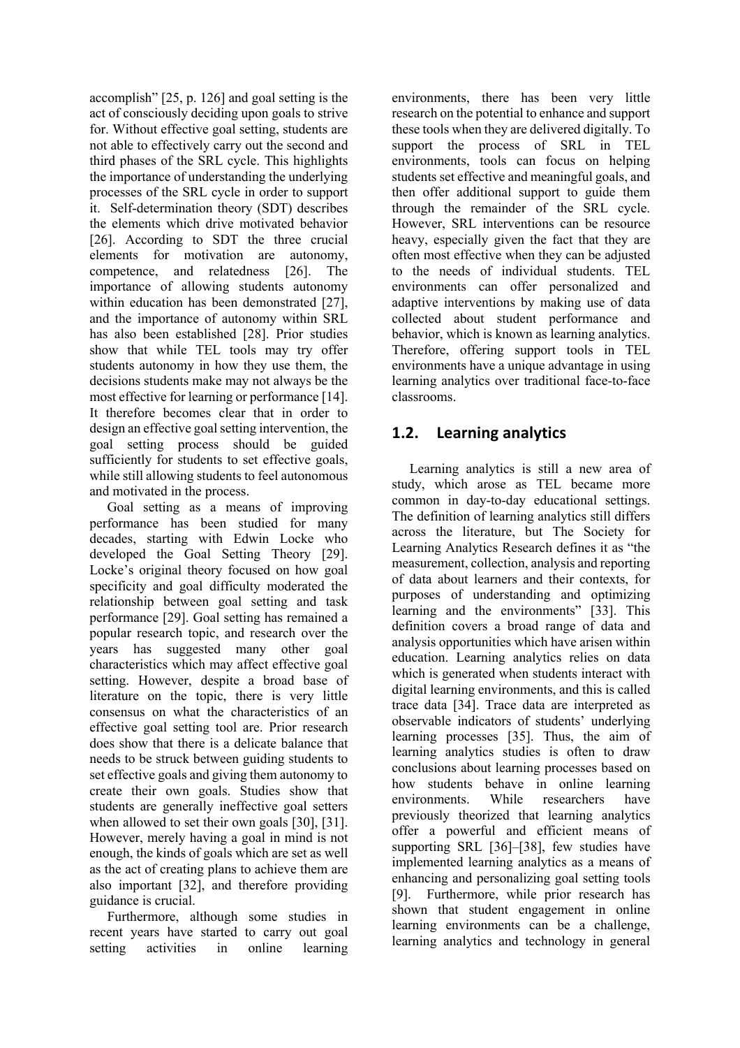accomplish" [25, p. 126] and goal setting is the act of consciously deciding upon goals to strive for. Without effective goal setting, students are not able to effectively carry out the second and third phases of the SRL cycle. This highlights the importance of understanding the underlying processes of the SRL cycle in order to support it. Self-determination theory (SDT) describes the elements which drive motivated behavior [26]. According to SDT the three crucial elements for motivation are autonomy, competence, and relatedness [26]. The importance of allowing students autonomy within education has been demonstrated [27], and the importance of autonomy within SRL has also been established [28]. Prior studies show that while TEL tools may try offer students autonomy in how they use them, the decisions students make may not always be the most effective for learning or performance [14]. It therefore becomes clear that in order to design an effective goal setting intervention, the goal setting process should be guided sufficiently for students to set effective goals, while still allowing students to feel autonomous and motivated in the process.

Goal setting as a means of improving performance has been studied for many decades, starting with Edwin Locke who developed the Goal Setting Theory [29]. Locke's original theory focused on how goal specificity and goal difficulty moderated the relationship between goal setting and task performance [29]. Goal setting has remained a popular research topic, and research over the years has suggested many other goal characteristics which may affect effective goal setting. However, despite a broad base of literature on the topic, there is very little consensus on what the characteristics of an effective goal setting tool are. Prior research does show that there is a delicate balance that needs to be struck between guiding students to set effective goals and giving them autonomy to create their own goals. Studies show that students are generally ineffective goal setters when allowed to set their own goals [30], [31]. However, merely having a goal in mind is not enough, the kinds of goals which are set as well as the act of creating plans to achieve them are also important [32], and therefore providing guidance is crucial.

Furthermore, although some studies in recent years have started to carry out goal setting activities in online learning environments, there has been very little research on the potential to enhance and support these tools when they are delivered digitally. To support the process of SRL in TEL environments, tools can focus on helping students set effective and meaningful goals, and then offer additional support to guide them through the remainder of the SRL cycle. However, SRL interventions can be resource heavy, especially given the fact that they are often most effective when they can be adjusted to the needs of individual students. TEL environments can offer personalized and adaptive interventions by making use of data collected about student performance and behavior, which is known as learning analytics. Therefore, offering support tools in TEL environments have a unique advantage in using learning analytics over traditional face-to-face classrooms.

## 1.2. Learning analytics

Learning analytics is still a new area of study, which arose as TEL became more common in day-to-day educational settings. The definition of learning analytics still differs across the literature, but The Society for Learning Analytics Research defines it as "the measurement, collection, analysis and reporting of data about learners and their contexts, for purposes of understanding and optimizing learning and the environments" [33]. This definition covers a broad range of data and analysis opportunities which have arisen within education. Learning analytics relies on data which is generated when students interact with digital learning environments, and this is called trace data [34]. Trace data are interpreted as observable indicators of students' underlying learning processes [35]. Thus, the aim of learning analytics studies is often to draw conclusions about learning processes based on how students behave in online learning environments. While researchers have previously theorized that learning analytics offer a powerful and efficient means of supporting SRL [36]–[38], few studies have implemented learning analytics as a means of enhancing and personalizing goal setting tools [9]. Furthermore, while prior research has shown that student engagement in online learning environments can be a challenge, learning analytics and technology in general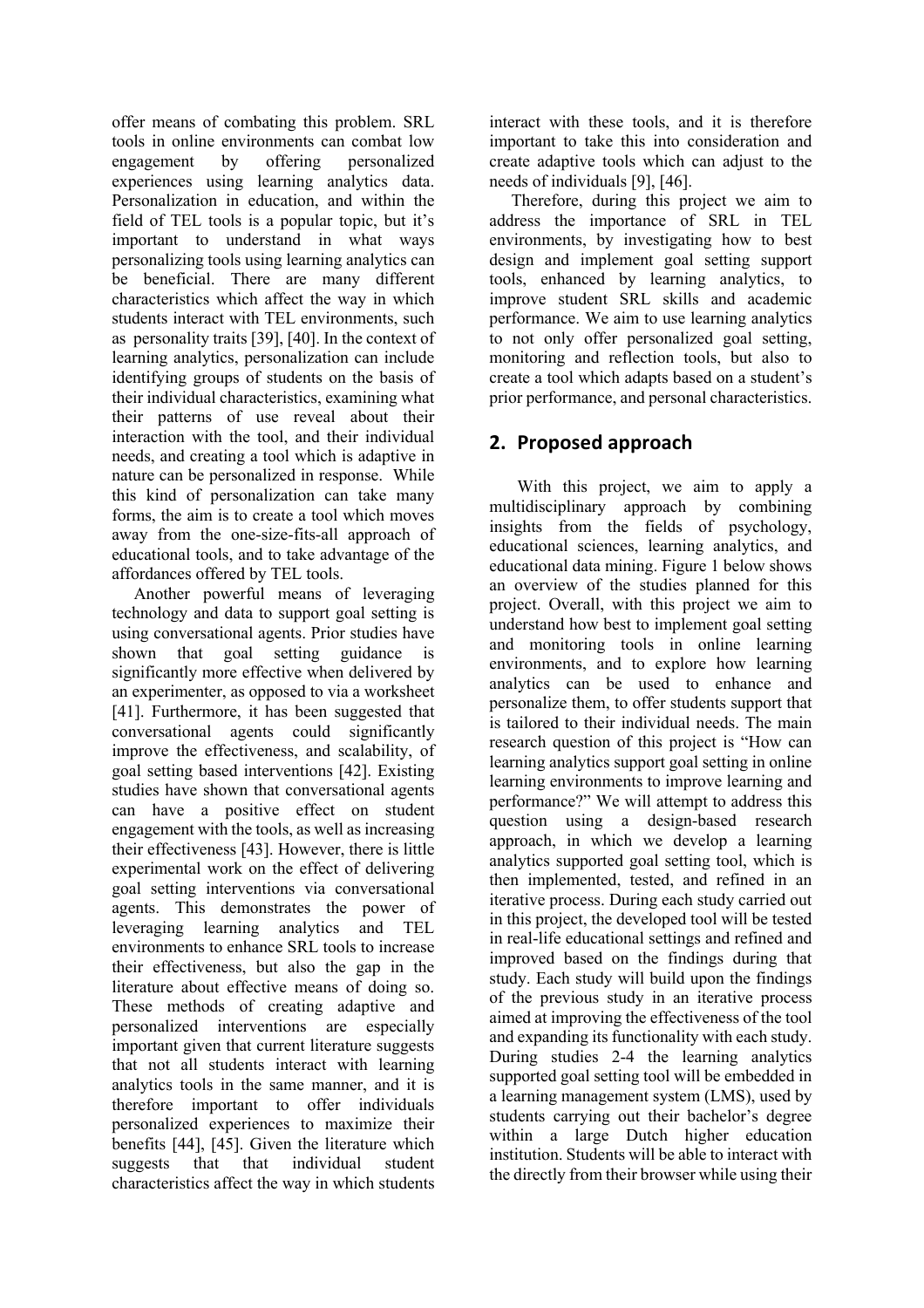offer means of combating this problem. SRL tools in online environments can combat low engagement by offering personalized experiences using learning analytics data. Personalization in education, and within the field of TEL tools is a popular topic, but it's important to understand in what ways personalizing tools using learning analytics can be beneficial. There are many different characteristics which affect the way in which students interact with TEL environments, such as personality traits [39], [40]. In the context of learning analytics, personalization can include identifying groups of students on the basis of their individual characteristics, examining what their patterns of use reveal about their interaction with the tool, and their individual needs, and creating a tool which is adaptive in nature can be personalized in response. While this kind of personalization can take many forms, the aim is to create a tool which moves away from the one-size-fits-all approach of educational tools, and to take advantage of the affordances offered by TEL tools.

Another powerful means of leveraging technology and data to support goal setting is using conversational agents. Prior studies have shown that goal setting guidance is significantly more effective when delivered by an experimenter, as opposed to via a worksheet [41]. Furthermore, it has been suggested that conversational agents could significantly improve the effectiveness, and scalability, of goal setting based interventions [42]. Existing studies have shown that conversational agents can have a positive effect on student engagement with the tools, as well as increasing their effectiveness [43]. However, there is little experimental work on the effect of delivering goal setting interventions via conversational agents. This demonstrates the power of leveraging learning analytics and TEL environments to enhance SRL tools to increase their effectiveness, but also the gap in the literature about effective means of doing so. These methods of creating adaptive and personalized interventions are especially important given that current literature suggests that not all students interact with learning analytics tools in the same manner, and it is therefore important to offer individuals personalized experiences to maximize their benefits [44], [45]. Given the literature which suggests that that individual student characteristics affect the way in which students interact with these tools, and it is therefore important to take this into consideration and create adaptive tools which can adjust to the needs of individuals [9], [46].

Therefore, during this project we aim to address the importance of SRL in TEL environments, by investigating how to best design and implement goal setting support tools, enhanced by learning analytics, to improve student SRL skills and academic performance. We aim to use learning analytics to not only offer personalized goal setting, monitoring and reflection tools, but also to create a tool which adapts based on a student's prior performance, and personal characteristics.

## 2. Proposed approach

With this project, we aim to apply a multidisciplinary approach by combining insights from the fields of psychology, educational sciences, learning analytics, and educational data mining. Figure 1 below shows an overview of the studies planned for this project. Overall, with this project we aim to understand how best to implement goal setting and monitoring tools in online learning environments, and to explore how learning analytics can be used to enhance and personalize them, to offer students support that is tailored to their individual needs. The main research question of this project is "How can learning analytics support goal setting in online learning environments to improve learning and performance?" We will attempt to address this question using a design-based research approach, in which we develop a learning analytics supported goal setting tool, which is then implemented, tested, and refined in an iterative process. During each study carried out in this project, the developed tool will be tested in real-life educational settings and refined and improved based on the findings during that study. Each study will build upon the findings of the previous study in an iterative process aimed at improving the effectiveness of the tool and expanding its functionality with each study. During studies 2-4 the learning analytics supported goal setting tool will be embedded in a learning management system (LMS), used by students carrying out their bachelor's degree within a large Dutch higher education institution. Students will be able to interact with the directly from their browser while using their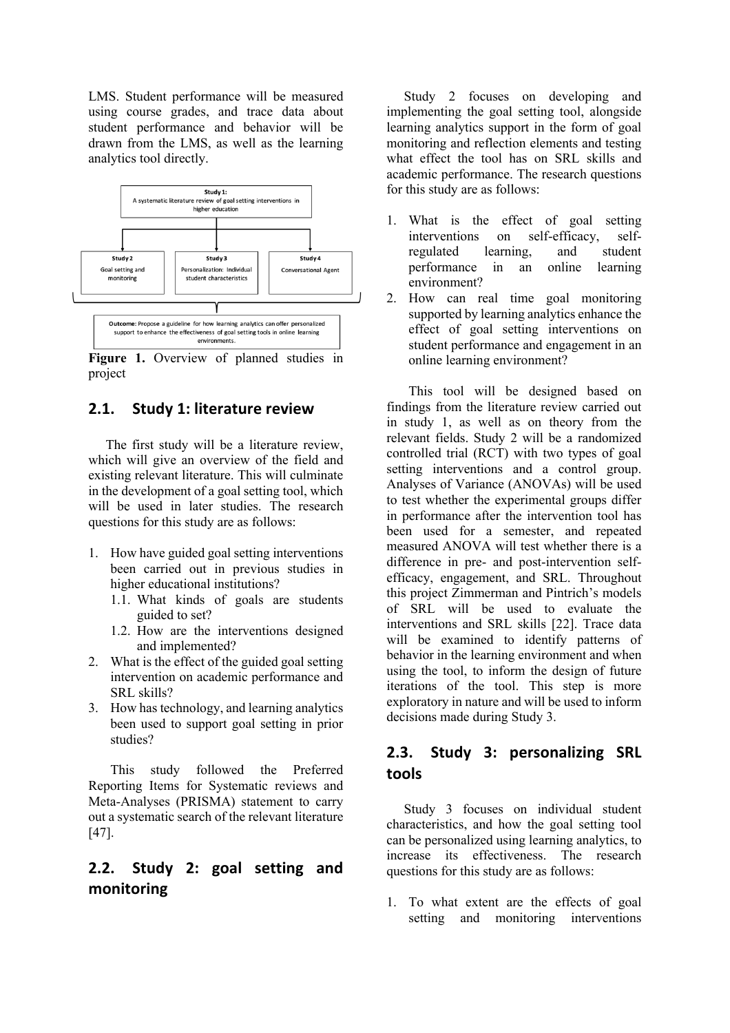LMS. Student performance will be measured using course grades, and trace data about student performance and behavior will be drawn from the LMS, as well as the learning analytics tool directly.

**Study 1:**
A systematic literature review of goal setting interventions in higher education

**Study 2**
Goal setting and monitoring

**Study 3**
Personalization: Individual student characteristics

**Study 4**
Conversational Agent

**Outcome:** Propose a guideline for how learning analytics can offer personalized support to enhance the effectiveness of goal setting tools in online learning environments.

**Figure 1.** Overview of planned studies in project

## 2.1. Study 1: literature review

The first study will be a literature review, which will give an overview of the field and existing relevant literature. This will culminate in the development of a goal setting tool, which will be used in later studies. The research questions for this study are as follows:

1. How have guided goal setting interventions been carried out in previous studies in higher educational institutions?
   1.1. What kinds of goals are students guided to set?
   1.2. How are the interventions designed and implemented?
2. What is the effect of the guided goal setting intervention on academic performance and SRL skills?
3. How has technology, and learning analytics been used to support goal setting in prior studies?

This study followed the Preferred Reporting Items for Systematic reviews and Meta-Analyses (PRISMA) statement to carry out a systematic search of the relevant literature [47].

## 2.2. Study 2: goal setting and monitoring

Study 2 focuses on developing and implementing the goal setting tool, alongside learning analytics support in the form of goal monitoring and reflection elements and testing what effect the tool has on SRL skills and academic performance. The research questions for this study are as follows:

1. What is the effect of goal setting interventions on self-efficacy, self-regulated learning, and student performance in an online learning environment?
2. How can real time goal monitoring supported by learning analytics enhance the effect of goal setting interventions on student performance and engagement in an online learning environment?

This tool will be designed based on findings from the literature review carried out in study 1, as well as on theory from the relevant fields. Study 2 will be a randomized controlled trial (RCT) with two types of goal setting interventions and a control group. Analyses of Variance (ANOVAs) will be used to test whether the experimental groups differ in performance after the intervention tool has been used for a semester, and repeated measured ANOVA will test whether there is a difference in pre- and post-intervention self-efficacy, engagement, and SRL. Throughout this project Zimmerman and Pintrich's models of SRL will be used to evaluate the interventions and SRL skills [22]. Trace data will be examined to identify patterns of behavior in the learning environment and when using the tool, to inform the design of future iterations of the tool. This step is more exploratory in nature and will be used to inform decisions made during Study 3.

## 2.3. Study 3: personalizing SRL tools

Study 3 focuses on individual student characteristics, and how the goal setting tool can be personalized using learning analytics, to increase its effectiveness. The research questions for this study are as follows:

1. To what extent are the effects of goal setting and monitoring interventions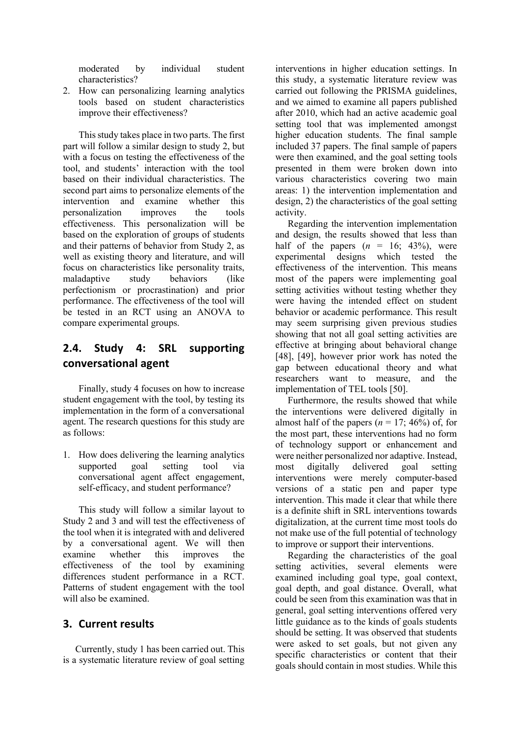moderated by individual student characteristics?

2. How can personalizing learning analytics tools based on student characteristics improve their effectiveness?

This study takes place in two parts. The first part will follow a similar design to study 2, but with a focus on testing the effectiveness of the tool, and students' interaction with the tool based on their individual characteristics. The second part aims to personalize elements of the intervention and examine whether this personalization improves the tools effectiveness. This personalization will be based on the exploration of groups of students and their patterns of behavior from Study 2, as well as existing theory and literature, and will focus on characteristics like personality traits, maladaptive study behaviors (like perfectionism or procrastination) and prior performance. The effectiveness of the tool will be tested in an RCT using an ANOVA to compare experimental groups.

## 2.4. Study 4: SRL supporting conversational agent

Finally, study 4 focuses on how to increase student engagement with the tool, by testing its implementation in the form of a conversational agent. The research questions for this study are as follows:

1. How does delivering the learning analytics supported goal setting tool via conversational agent affect engagement, self-efficacy, and student performance?

This study will follow a similar layout to Study 2 and 3 and will test the effectiveness of the tool when it is integrated with and delivered by a conversational agent. We will then examine whether this improves the effectiveness of the tool by examining differences student performance in a RCT. Patterns of student engagement with the tool will also be examined.

# 3. Current results

Currently, study 1 has been carried out. This is a systematic literature review of goal setting interventions in higher education settings. In this study, a systematic literature review was carried out following the PRISMA guidelines, and we aimed to examine all papers published after 2010, which had an active academic goal setting tool that was implemented amongst higher education students. The final sample included 37 papers. The final sample of papers were then examined, and the goal setting tools presented in them were broken down into various characteristics covering two main areas: 1) the intervention implementation and design, 2) the characteristics of the goal setting activity.

Regarding the intervention implementation and design, the results showed that less than half of the papers ($n$ = 16; 43%), were experimental designs which tested the effectiveness of the intervention. This means most of the papers were implementing goal setting activities without testing whether they were having the intended effect on student behavior or academic performance. This result may seem surprising given previous studies showing that not all goal setting activities are effective at bringing about behavioral change [48], [49], however prior work has noted the gap between educational theory and what researchers want to measure, and the implementation of TEL tools [50].

Furthermore, the results showed that while the interventions were delivered digitally in almost half of the papers ($n$ = 17; 46%) of, for the most part, these interventions had no form of technology support or enhancement and were neither personalized nor adaptive. Instead, most digitally delivered goal setting interventions were merely computer-based versions of a static pen and paper type intervention. This made it clear that while there is a definite shift in SRL interventions towards digitalization, at the current time most tools do not make use of the full potential of technology to improve or support their interventions.

Regarding the characteristics of the goal setting activities, several elements were examined including goal type, goal context, goal depth, and goal distance. Overall, what could be seen from this examination was that in general, goal setting interventions offered very little guidance as to the kinds of goals students should be setting. It was observed that students were asked to set goals, but not given any specific characteristics or content that their goals should contain in most studies. While this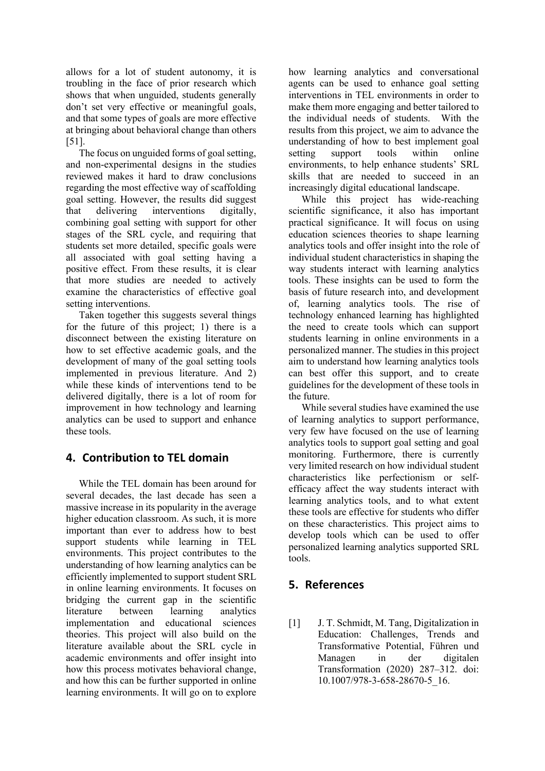allows for a lot of student autonomy, it is troubling in the face of prior research which shows that when unguided, students generally don't set very effective or meaningful goals, and that some types of goals are more effective at bringing about behavioral change than others [51].

The focus on unguided forms of goal setting, and non-experimental designs in the studies reviewed makes it hard to draw conclusions regarding the most effective way of scaffolding goal setting. However, the results did suggest that delivering interventions digitally, combining goal setting with support for other stages of the SRL cycle, and requiring that students set more detailed, specific goals were all associated with goal setting having a positive effect. From these results, it is clear that more studies are needed to actively examine the characteristics of effective goal setting interventions.

Taken together this suggests several things for the future of this project; 1) there is a disconnect between the existing literature on how to set effective academic goals, and the development of many of the goal setting tools implemented in previous literature. And 2) while these kinds of interventions tend to be delivered digitally, there is a lot of room for improvement in how technology and learning analytics can be used to support and enhance these tools.

## 4. Contribution to TEL domain

While the TEL domain has been around for several decades, the last decade has seen a massive increase in its popularity in the average higher education classroom. As such, it is more important than ever to address how to best support students while learning in TEL environments. This project contributes to the understanding of how learning analytics can be efficiently implemented to support student SRL in online learning environments. It focuses on bridging the current gap in the scientific literature between learning analytics implementation and educational sciences theories. This project will also build on the literature available about the SRL cycle in academic environments and offer insight into how this process motivates behavioral change, and how this can be further supported in online learning environments. It will go on to explore how learning analytics and conversational agents can be used to enhance goal setting interventions in TEL environments in order to make them more engaging and better tailored to the individual needs of students. With the results from this project, we aim to advance the understanding of how to best implement goal setting support tools within online environments, to help enhance students' SRL skills that are needed to succeed in an increasingly digital educational landscape.

While this project has wide-reaching scientific significance, it also has important practical significance. It will focus on using education sciences theories to shape learning analytics tools and offer insight into the role of individual student characteristics in shaping the way students interact with learning analytics tools. These insights can be used to form the basis of future research into, and development of, learning analytics tools. The rise of technology enhanced learning has highlighted the need to create tools which can support students learning in online environments in a personalized manner. The studies in this project aim to understand how learning analytics tools can best offer this support, and to create guidelines for the development of these tools in the future.

While several studies have examined the use of learning analytics to support performance, very few have focused on the use of learning analytics tools to support goal setting and goal monitoring. Furthermore, there is currently very limited research on how individual student characteristics like perfectionism or self-efficacy affect the way students interact with learning analytics tools, and to what extent these tools are effective for students who differ on these characteristics. This project aims to develop tools which can be used to offer personalized learning analytics supported SRL tools.

## 5. References

[1] J. T. Schmidt, M. Tang, Digitalization in Education: Challenges, Trends and Transformative Potential, Führen und Managen in der digitalen Transformation (2020) 287–312. doi: 10.1007/978-3-658-28670-5_16.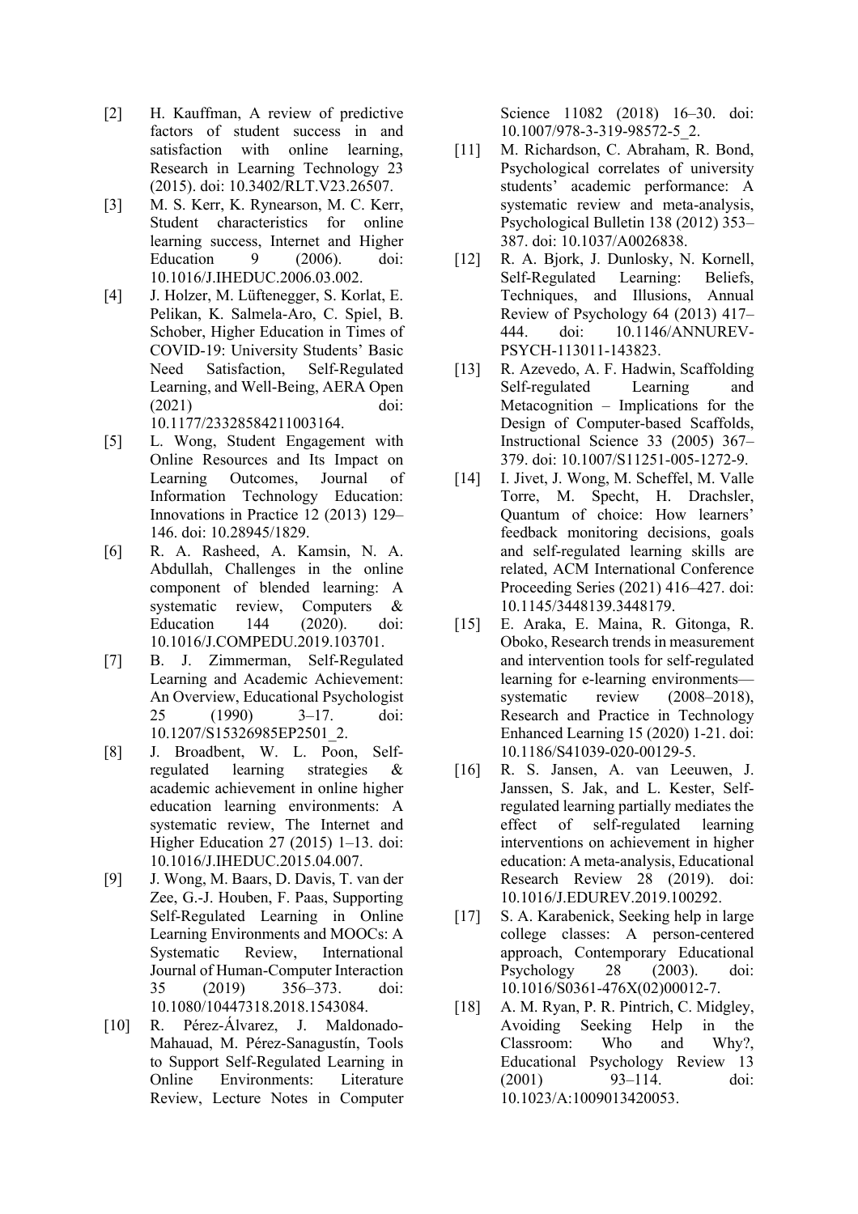[2] H. Kauffman, A review of predictive factors of student success in and satisfaction with online learning, Research in Learning Technology 23 (2015). doi: 10.3402/RLT.V23.26507.

[3] M. S. Kerr, K. Rynearson, M. C. Kerr, Student characteristics for online learning success, Internet and Higher Education 9 (2006). doi: 10.1016/J.IHEDUC.2006.03.002.

[4] J. Holzer, M. Lüftenegger, S. Korlat, E. Pelikan, K. Salmela-Aro, C. Spiel, B. Schober, Higher Education in Times of COVID-19: University Students' Basic Need Satisfaction, Self-Regulated Learning, and Well-Being, AERA Open (2021) doi: 10.1177/23328584211003164.

[5] L. Wong, Student Engagement with Online Resources and Its Impact on Learning Outcomes, Journal of Information Technology Education: Innovations in Practice 12 (2013) 129–146. doi: 10.28945/1829.

[6] R. A. Rasheed, A. Kamsin, N. A. Abdullah, Challenges in the online component of blended learning: A systematic review, Computers & Education 144 (2020). doi: 10.1016/J.COMPEDU.2019.103701.

[7] B. J. Zimmerman, Self-Regulated Learning and Academic Achievement: An Overview, Educational Psychologist 25 (1990) 3–17. doi: 10.1207/S15326985EP2501_2.

[8] J. Broadbent, W. L. Poon, Self-regulated learning strategies & academic achievement in online higher education learning environments: A systematic review, The Internet and Higher Education 27 (2015) 1–13. doi: 10.1016/J.IHEDUC.2015.04.007.

[9] J. Wong, M. Baars, D. Davis, T. van der Zee, G.-J. Houben, F. Paas, Supporting Self-Regulated Learning in Online Learning Environments and MOOCs: A Systematic Review, International Journal of Human-Computer Interaction 35 (2019) 356–373. doi: 10.1080/10447318.2018.1543084.

[10] R. Pérez-Álvarez, J. Maldonado-Mahauad, M. Pérez-Sanagustín, Tools to Support Self-Regulated Learning in Online Environments: Literature Review, Lecture Notes in Computer Science 11082 (2018) 16–30. doi: 10.1007/978-3-319-98572-5_2.

[11] M. Richardson, C. Abraham, R. Bond, Psychological correlates of university students' academic performance: A systematic review and meta-analysis, Psychological Bulletin 138 (2012) 353–387. doi: 10.1037/A0026838.

[12] R. A. Bjork, J. Dunlosky, N. Kornell, Self-Regulated Learning: Beliefs, Techniques, and Illusions, Annual Review of Psychology 64 (2013) 417–444. doi: 10.1146/ANNUREV-PSYCH-113011-143823.

[13] R. Azevedo, A. F. Hadwin, Scaffolding Self-regulated Learning and Metacognition – Implications for the Design of Computer-based Scaffolds, Instructional Science 33 (2005) 367–379. doi: 10.1007/S11251-005-1272-9.

[14] I. Jivet, J. Wong, M. Scheffel, M. Valle Torre, M. Specht, H. Drachsler, Quantum of choice: How learners' feedback monitoring decisions, goals and self-regulated learning skills are related, ACM International Conference Proceeding Series (2021) 416–427. doi: 10.1145/3448139.3448179.

[15] E. Araka, E. Maina, R. Gitonga, R. Oboko, Research trends in measurement and intervention tools for self-regulated learning for e-learning environments—systematic review (2008–2018), Research and Practice in Technology Enhanced Learning 15 (2020) 1-21. doi: 10.1186/S41039-020-00129-5.

[16] R. S. Jansen, A. van Leeuwen, J. Janssen, S. Jak, and L. Kester, Self-regulated learning partially mediates the effect of self-regulated learning interventions on achievement in higher education: A meta-analysis, Educational Research Review 28 (2019). doi: 10.1016/J.EDUREV.2019.100292.

[17] S. A. Karabenick, Seeking help in large college classes: A person-centered approach, Contemporary Educational Psychology 28 (2003). doi: 10.1016/S0361-476X(02)00012-7.

[18] A. M. Ryan, P. R. Pintrich, C. Midgley, Avoiding Seeking Help in the Classroom: Who and Why?, Educational Psychology Review 13 (2001) 93–114. doi: 10.1023/A:1009013420053.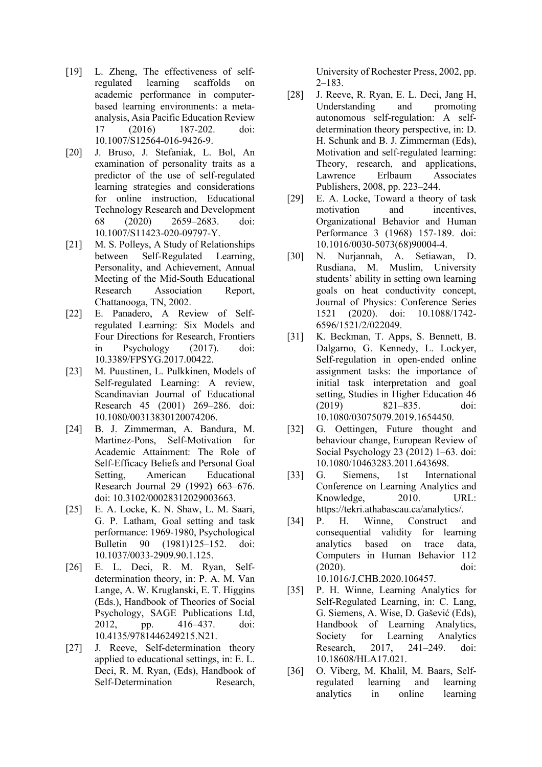[19] L. Zheng, The effectiveness of self-regulated learning scaffolds on academic performance in computer-based learning environments: a meta-analysis, Asia Pacific Education Review 17 (2016) 187-202. doi: 10.1007/S12564-016-9426-9.

[20] J. Bruso, J. Stefaniak, L. Bol, An examination of personality traits as a predictor of the use of self-regulated learning strategies and considerations for online instruction, Educational Technology Research and Development 68 (2020) 2659–2683. doi: 10.1007/S11423-020-09797-Y.

[21] M. S. Polleys, A Study of Relationships between Self-Regulated Learning, Personality, and Achievement, Annual Meeting of the Mid-South Educational Research Association Report, Chattanooga, TN, 2002.

[22] E. Panadero, A Review of Self-regulated Learning: Six Models and Four Directions for Research, Frontiers in Psychology (2017). doi: 10.3389/FPSYG.2017.00422.

[23] M. Puustinen, L. Pulkkinen, Models of Self-regulated Learning: A review, Scandinavian Journal of Educational Research 45 (2001) 269–286. doi: 10.1080/00313830120074206.

[24] B. J. Zimmerman, A. Bandura, M. Martinez-Pons, Self-Motivation for Academic Attainment: The Role of Self-Efficacy Beliefs and Personal Goal Setting, American Educational Research Journal 29 (1992) 663–676. doi: 10.3102/00028312029003663.

[25] E. A. Locke, K. N. Shaw, L. M. Saari, G. P. Latham, Goal setting and task performance: 1969-1980, Psychological Bulletin 90 (1981)125–152. doi: 10.1037/0033-2909.90.1.125.

[26] E. L. Deci, R. M. Ryan, Self-determination theory, in: P. A. M. Van Lange, A. W. Kruglanski, E. T. Higgins (Eds.), Handbook of Theories of Social Psychology, SAGE Publications Ltd, 2012, pp. 416–437. doi: 10.4135/9781446249215.N21.

[27] J. Reeve, Self-determination theory applied to educational settings, in: E. L. Deci, R. M. Ryan, (Eds), Handbook of Self-Determination Research, University of Rochester Press, 2002, pp. 2–183.

[28] J. Reeve, R. Ryan, E. L. Deci, Jang H, Understanding and promoting autonomous self-regulation: A self-determination theory perspective, in: D. H. Schunk and B. J. Zimmerman (Eds), Motivation and self-regulated learning: Theory, research, and applications, Lawrence Erlbaum Associates Publishers, 2008, pp. 223–244.

[29] E. A. Locke, Toward a theory of task motivation and incentives, Organizational Behavior and Human Performance 3 (1968) 157-189. doi: 10.1016/0030-5073(68)90004-4.

[30] N. Nurjannah, A. Setiawan, D. Rusdiana, M. Muslim, University students' ability in setting own learning goals on heat conductivity concept, Journal of Physics: Conference Series 1521 (2020). doi: 10.1088/1742-6596/1521/2/022049.

[31] K. Beckman, T. Apps, S. Bennett, B. Dalgarno, G. Kennedy, L. Lockyer, Self-regulation in open-ended online assignment tasks: the importance of initial task interpretation and goal setting, Studies in Higher Education 46 (2019) 821–835. doi: 10.1080/03075079.2019.1654450.

[32] G. Oettingen, Future thought and behaviour change, European Review of Social Psychology 23 (2012) 1–63. doi: 10.1080/10463283.2011.643698.

[33] G. Siemens, 1st International Conference on Learning Analytics and Knowledge, 2010. URL: https://tekri.athabascau.ca/analytics/.

[34] P. H. Winne, Construct and consequential validity for learning analytics based on trace data, Computers in Human Behavior 112 (2020). doi: 10.1016/J.CHB.2020.106457.

[35] P. H. Winne, Learning Analytics for Self-Regulated Learning, in: C. Lang, G. Siemens, A. Wise, D. Gašević (Eds), Handbook of Learning Analytics, Society for Learning Analytics Research, 2017, 241–249. doi: 10.18608/HLA17.021.

[36] O. Viberg, M. Khalil, M. Baars, Self-regulated learning and learning analytics in online learning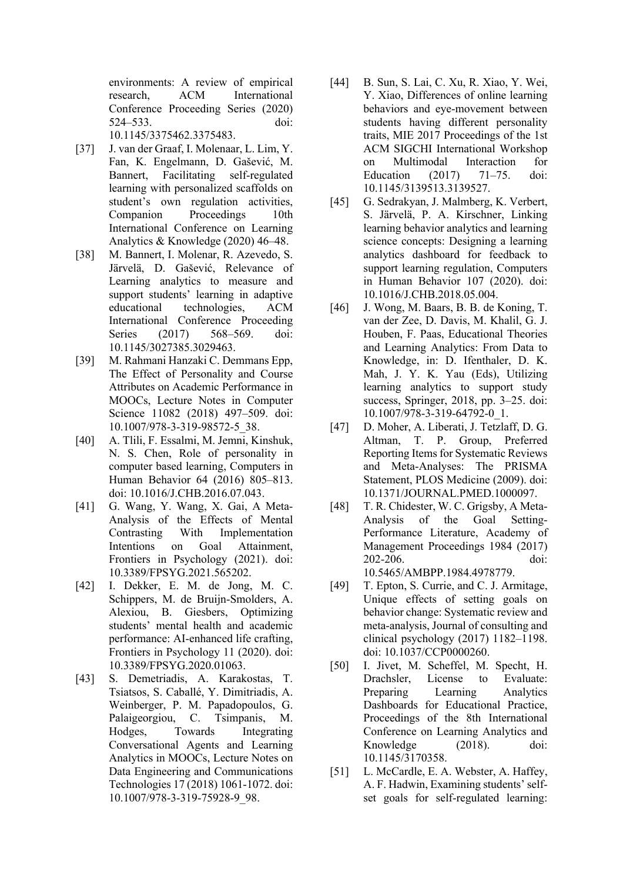environments: A review of empirical research, ACM International Conference Proceeding Series (2020) 524–533. doi: 10.1145/3375462.3375483.

[37] J. van der Graaf, I. Molenaar, L. Lim, Y. Fan, K. Engelmann, D. Gašević, M. Bannert, Facilitating self-regulated learning with personalized scaffolds on student's own regulation activities, Companion Proceedings 10th International Conference on Learning Analytics & Knowledge (2020) 46–48.

[38] M. Bannert, I. Molenar, R. Azevedo, S. Järvelä, D. Gašević, Relevance of Learning analytics to measure and support students' learning in adaptive educational technologies, ACM International Conference Proceeding Series (2017) 568–569. doi: 10.1145/3027385.3029463.

[39] M. Rahmani Hanzaki C. Demmans Epp, The Effect of Personality and Course Attributes on Academic Performance in MOOCs, Lecture Notes in Computer Science 11082 (2018) 497–509. doi: 10.1007/978-3-319-98572-5_38.

[40] A. Tlili, F. Essalmi, M. Jemni, Kinshuk, N. S. Chen, Role of personality in computer based learning, Computers in Human Behavior 64 (2016) 805–813. doi: 10.1016/J.CHB.2016.07.043.

[41] G. Wang, Y. Wang, X. Gai, A Meta-Analysis of the Effects of Mental Contrasting With Implementation Intentions on Goal Attainment, Frontiers in Psychology (2021). doi: 10.3389/FPSYG.2021.565202.

[42] I. Dekker, E. M. de Jong, M. C. Schippers, M. de Bruijn-Smolders, A. Alexiou, B. Giesbers, Optimizing students' mental health and academic performance: AI-enhanced life crafting, Frontiers in Psychology 11 (2020). doi: 10.3389/FPSYG.2020.01063.

[43] S. Demetriadis, A. Karakostas, T. Tsiatsos, S. Caballé, Y. Dimitriadis, A. Weinberger, P. M. Papadopoulos, G. Palaigeorgiou, C. Tsimpanis, M. Hodges, Towards Integrating Conversational Agents and Learning Analytics in MOOCs, Lecture Notes on Data Engineering and Communications Technologies 17 (2018) 1061-1072. doi: 10.1007/978-3-319-75928-9_98.

[44] B. Sun, S. Lai, C. Xu, R. Xiao, Y. Wei, Y. Xiao, Differences of online learning behaviors and eye-movement between students having different personality traits, MIE 2017 Proceedings of the 1st ACM SIGCHI International Workshop on Multimodal Interaction for Education (2017) 71–75. doi: 10.1145/3139513.3139527.

[45] G. Sedrakyan, J. Malmberg, K. Verbert, S. Järvelä, P. A. Kirschner, Linking learning behavior analytics and learning science concepts: Designing a learning analytics dashboard for feedback to support learning regulation, Computers in Human Behavior 107 (2020). doi: 10.1016/J.CHB.2018.05.004.

[46] J. Wong, M. Baars, B. B. de Koning, T. van der Zee, D. Davis, M. Khalil, G. J. Houben, F. Paas, Educational Theories and Learning Analytics: From Data to Knowledge, in: D. Ifenthaler, D. K. Mah, J. Y. K. Yau (Eds), Utilizing learning analytics to support study success, Springer, 2018, pp. 3–25. doi: 10.1007/978-3-319-64792-0_1.

[47] D. Moher, A. Liberati, J. Tetzlaff, D. G. Altman, T. P. Group, Preferred Reporting Items for Systematic Reviews and Meta-Analyses: The PRISMA Statement, PLOS Medicine (2009). doi: 10.1371/JOURNAL.PMED.1000097.

[48] T. R. Chidester, W. C. Grigsby, A Meta-Analysis of the Goal Setting-Performance Literature, Academy of Management Proceedings 1984 (2017) 202-206. doi: 10.5465/AMBPP.1984.4978779.

[49] T. Epton, S. Currie, and C. J. Armitage, Unique effects of setting goals on behavior change: Systematic review and meta-analysis, Journal of consulting and clinical psychology (2017) 1182–1198. doi: 10.1037/CCP0000260.

[50] I. Jivet, M. Scheffel, M. Specht, H. Drachsler, License to Evaluate: Preparing Learning Analytics Dashboards for Educational Practice, Proceedings of the 8th International Conference on Learning Analytics and Knowledge (2018). doi: 10.1145/3170358.

[51] L. McCardle, E. A. Webster, A. Haffey, A. F. Hadwin, Examining students' self-set goals for self-regulated learning: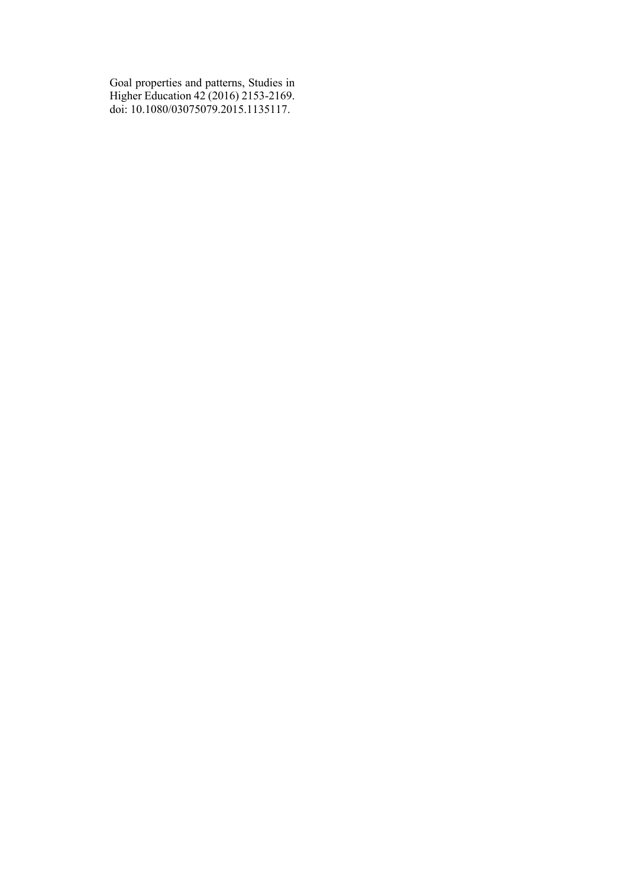Goal properties and patterns, Studies in Higher Education 42 (2016) 2153-2169. doi: 10.1080/03075079.2015.1135117.